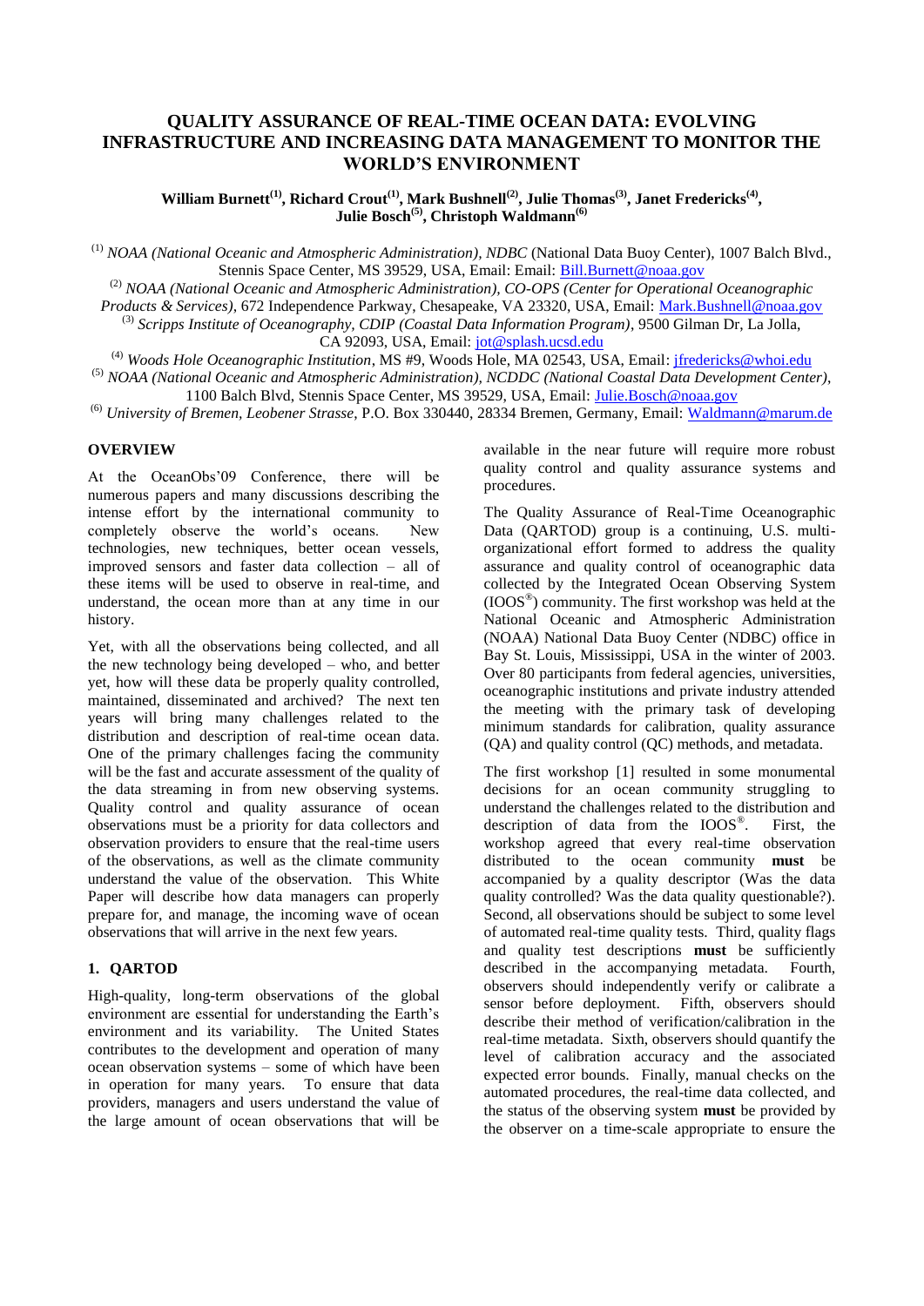# QUALITY ASSURANCE OF REAL-TIME OCEAN DATA: EVOLVING INFRASTRUCTURE AND INCREASING DATA MANAGEMENT TO MONITOR THE WORLD'S ENVIRONMENT

**William Burnett(1), Richard Crout(1), Mark Bushnell(2), Julie Thomas(3), Janet Fredericks(4), Julie Bosch(5), Christoph Waldmann(6)**

(1) *NOAA (National Oceanic and Atmospheric Administration), NDBC* (National Data Buoy Center), 1007 Balch Blvd., Stennis Space Center, MS 39529, USA, Email: Email: Bill.Burnett@noaa.gov

(2) *NOAA (National Oceanic and Atmospheric Administration), CO-OPS (Center for Operational Oceanographic Products & Services)*, 672 Independence Parkway, Chesapeake, VA 23320, USA, Email: Mark.Bushnell@noaa.gov

(3) *Scripps Institute of Oceanography, CDIP (Coastal Data Information Program)*, 9500 Gilman Dr, La Jolla, CA 92093, USA, Email: jot@splash.ucsd.edu

(4) *Woods Hole Oceanographic Institution*, MS #9, Woods Hole, MA 02543, USA, Email: jfredericks@whoi.edu

(5) *NOAA (National Oceanic and Atmospheric Administration), NCDDC (National Coastal Data Development Center)*, 1100 Balch Blvd, Stennis Space Center, MS 39529, USA, Email: Julie.Bosch@noaa.gov

(6) *University of Bremen, Leobener Strasse*, P.O. Box 330440, 28334 Bremen, Germany, Email: Waldmann@marum.de

## OVERVIEW

At the OceanObs'09 Conference, there will be numerous papers and many discussions describing the intense effort by the international community to completely observe the world's oceans. New technologies, new techniques, better ocean vessels, improved sensors and faster data collection – all of these items will be used to observe in real-time, and understand, the ocean more than at any time in our history.

Yet, with all the observations being collected, and all the new technology being developed – who, and better yet, how will these data be properly quality controlled, maintained, disseminated and archived? The next ten years will bring many challenges related to the distribution and description of real-time ocean data. One of the primary challenges facing the community will be the fast and accurate assessment of the quality of the data streaming in from new observing systems. Quality control and quality assurance of ocean observations must be a priority for data collectors and observation providers to ensure that the real-time users of the observations, as well as the climate community understand the value of the observation. This White Paper will describe how data managers can properly prepare for, and manage, the incoming wave of ocean observations that will arrive in the next few years.

## 1. QARTOD

High-quality, long-term observations of the global environment are essential for understanding the Earth's environment and its variability. The United States contributes to the development and operation of many ocean observation systems – some of which have been in operation for many years. To ensure that data providers, managers and users understand the value of the large amount of ocean observations that will be available in the near future will require more robust quality control and quality assurance systems and procedures.

The Quality Assurance of Real-Time Oceanographic Data (QARTOD) group is a continuing, U.S. multi-organizational effort formed to address the quality assurance and quality control of oceanographic data collected by the Integrated Ocean Observing System (IOOS®) community. The first workshop was held at the National Oceanic and Atmospheric Administration (NOAA) National Data Buoy Center (NDBC) office in Bay St. Louis, Mississippi, USA in the winter of 2003. Over 80 participants from federal agencies, universities, oceanographic institutions and private industry attended the meeting with the primary task of developing minimum standards for calibration, quality assurance (QA) and quality control (QC) methods, and metadata.

The first workshop [1] resulted in some monumental decisions for an ocean community struggling to understand the challenges related to the distribution and description of data from the IOOS®. First, the workshop agreed that every real-time observation distributed to the ocean community **must** be accompanied by a quality descriptor (Was the data quality controlled? Was the data quality questionable?). Second, all observations should be subject to some level of automated real-time quality tests. Third, quality flags and quality test descriptions **must** be sufficiently described in the accompanying metadata. Fourth, observers should independently verify or calibrate a sensor before deployment. Fifth, observers should describe their method of verification/calibration in the real-time metadata. Sixth, observers should quantify the level of calibration accuracy and the associated expected error bounds. Finally, manual checks on the automated procedures, the real-time data collected, and the status of the observing system **must** be provided by the observer on a time-scale appropriate to ensure the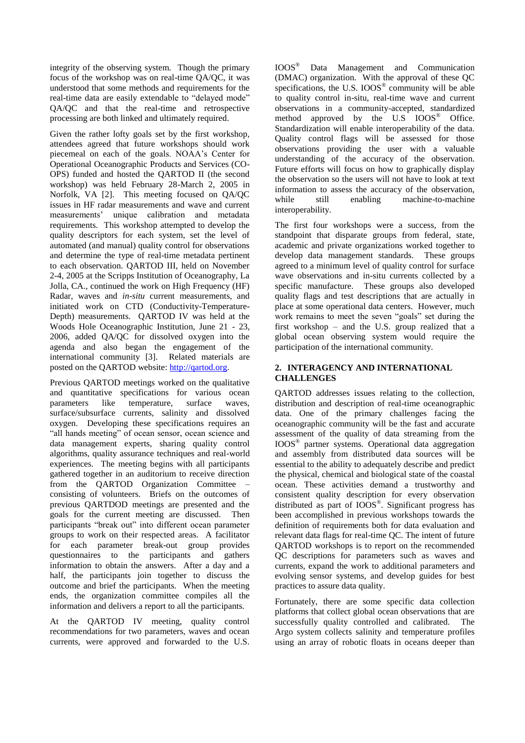integrity of the observing system. Though the primary focus of the workshop was on real-time QA/QC, it was understood that some methods and requirements for the real-time data are easily extendable to "delayed mode" QA/QC and that the real-time and retrospective processing are both linked and ultimately required.

Given the rather lofty goals set by the first workshop, attendees agreed that future workshops should work piecemeal on each of the goals. NOAA's Center for Operational Oceanographic Products and Services (CO-OPS) funded and hosted the QARTOD II (the second workshop) was held February 28-March 2, 2005 in Norfolk, VA [2]. This meeting focused on QA/QC issues in HF radar measurements and wave and current measurements' unique calibration and metadata requirements. This workshop attempted to develop the quality descriptors for each system, set the level of automated (and manual) quality control for observations and determine the type of real-time metadata pertinent to each observation. QARTOD III, held on November 2-4, 2005 at the Scripps Institution of Oceanography, La Jolla, CA., continued the work on High Frequency (HF) Radar, waves and *in-situ* current measurements, and initiated work on CTD (Conductivity-Temperature-Depth) measurements. QARTOD IV was held at the Woods Hole Oceanographic Institution, June 21 - 23, 2006, added QA/QC for dissolved oxygen into the agenda and also began the engagement of the international community [3]. Related materials are posted on the QARTOD website: [http://qartod.org](http://qartod.org).

Previous QARTOD meetings worked on the qualitative and quantitative specifications for various ocean parameters like temperature, surface waves, surface/subsurface currents, salinity and dissolved oxygen. Developing these specifications requires an "all hands meeting" of ocean sensor, ocean science and data management experts, sharing quality control algorithms, quality assurance techniques and real-world experiences. The meeting begins with all participants gathered together in an auditorium to receive direction from the QARTOD Organization Committee – consisting of volunteers. Briefs on the outcomes of previous QARTDOD meetings are presented and the goals for the current meeting are discussed. Then participants "break out" into different ocean parameter groups to work on their respected areas. A facilitator for each parameter break-out group provides questionnaires to the participants and gathers information to obtain the answers. After a day and a half, the participants join together to discuss the outcome and brief the participants. When the meeting ends, the organization committee compiles all the information and delivers a report to all the participants.

At the QARTOD IV meeting, quality control recommendations for two parameters, waves and ocean currents, were approved and forwarded to the U.S. IOOS® Data Management and Communication (DMAC) organization. With the approval of these QC specifications, the U.S. IOOS® community will be able to quality control in-situ, real-time wave and current observations in a community-accepted, standardized method approved by the U.S IOOS® Office. Standardization will enable interoperability of the data. Quality control flags will be assessed for those observations providing the user with a valuable understanding of the accuracy of the observation. Future efforts will focus on how to graphically display the observation so the users will not have to look at text information to assess the accuracy of the observation, while still enabling machine-to-machine interoperability.

The first four workshops were a success, from the standpoint that disparate groups from federal, state, academic and private organizations worked together to develop data management standards. These groups agreed to a minimum level of quality control for surface wave observations and in-situ currents collected by a specific manufacture. These groups also developed quality flags and test descriptions that are actually in place at some operational data centers. However, much work remains to meet the seven "goals" set during the first workshop – and the U.S. group realized that a global ocean observing system would require the participation of the international community.

## 2. INTERAGENCY AND INTERNATIONAL CHALLENGES

QARTOD addresses issues relating to the collection, distribution and description of real-time oceanographic data. One of the primary challenges facing the oceanographic community will be the fast and accurate assessment of the quality of data streaming from the IOOS® partner systems. Operational data aggregation and assembly from distributed data sources will be essential to the ability to adequately describe and predict the physical, chemical and biological state of the coastal ocean. These activities demand a trustworthy and consistent quality description for every observation distributed as part of IOOS®. Significant progress has been accomplished in previous workshops towards the definition of requirements both for data evaluation and relevant data flags for real-time QC. The intent of future QARTOD workshops is to report on the recommended QC descriptions for parameters such as waves and currents, expand the work to additional parameters and evolving sensor systems, and develop guides for best practices to assure data quality.

Fortunately, there are some specific data collection platforms that collect global ocean observations that are successfully quality controlled and calibrated. The Argo system collects salinity and temperature profiles using an array of robotic floats in oceans deeper than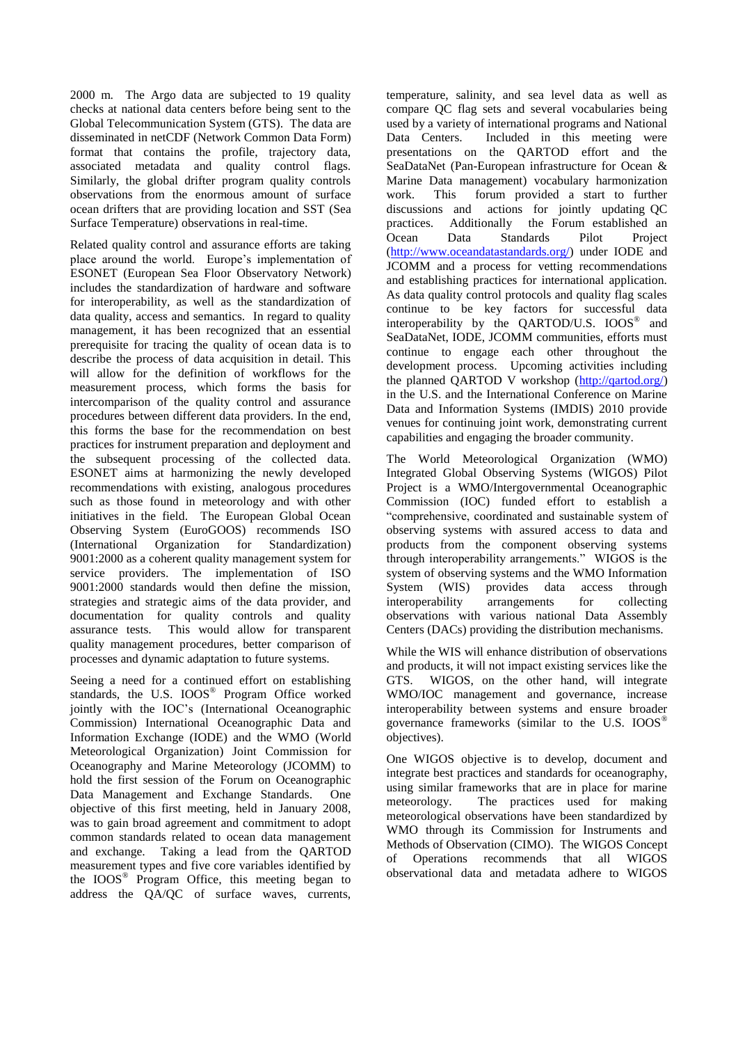2000 m. The Argo data are subjected to 19 quality checks at national data centers before being sent to the Global Telecommunication System (GTS). The data are disseminated in netCDF (Network Common Data Form) format that contains the profile, trajectory data, associated metadata and quality control flags. Similarly, the global drifter program quality controls observations from the enormous amount of surface ocean drifters that are providing location and SST (Sea Surface Temperature) observations in real-time.

Related quality control and assurance efforts are taking place around the world. Europe's implementation of ESONET (European Sea Floor Observatory Network) includes the standardization of hardware and software for interoperability, as well as the standardization of data quality, access and semantics. In regard to quality management, it has been recognized that an essential prerequisite for tracing the quality of ocean data is to describe the process of data acquisition in detail. This will allow for the definition of workflows for the measurement process, which forms the basis for intercomparison of the quality control and assurance procedures between different data providers. In the end, this forms the base for the recommendation on best practices for instrument preparation and deployment and the subsequent processing of the collected data. ESONET aims at harmonizing the newly developed recommendations with existing, analogous procedures such as those found in meteorology and with other initiatives in the field. The European Global Ocean Observing System (EuroGOOS) recommends ISO (International Organization for Standardization) 9001:2000 as a coherent quality management system for service providers. The implementation of ISO 9001:2000 standards would then define the mission, strategies and strategic aims of the data provider, and documentation for quality controls and quality assurance tests. This would allow for transparent quality management procedures, better comparison of processes and dynamic adaptation to future systems.

Seeing a need for a continued effort on establishing standards, the U.S. IOOS® Program Office worked jointly with the IOC's (International Oceanographic Commission) International Oceanographic Data and Information Exchange (IODE) and the WMO (World Meteorological Organization) Joint Commission for Oceanography and Marine Meteorology (JCOMM) to hold the first session of the Forum on Oceanographic Data Management and Exchange Standards. One objective of this first meeting, held in January 2008, was to gain broad agreement and commitment to adopt common standards related to ocean data management and exchange. Taking a lead from the QARTOD measurement types and five core variables identified by the IOOS® Program Office, this meeting began to address the QA/QC of surface waves, currents, temperature, salinity, and sea level data as well as compare QC flag sets and several vocabularies being used by a variety of international programs and National Data Centers. Included in this meeting were presentations on the QARTOD effort and the SeaDataNet (Pan-European infrastructure for Ocean & Marine Data management) vocabulary harmonization work. This forum provided a start to further discussions and actions for jointly updating QC practices. Additionally the Forum established an Ocean Data Standards Pilot Project (http://www.oceandatastandards.org/) under IODE and JCOMM and a process for vetting recommendations and establishing practices for international application. As data quality control protocols and quality flag scales continue to be key factors for successful data interoperability by the QARTOD/U.S. IOOS® and SeaDataNet, IODE, JCOMM communities, efforts must continue to engage each other throughout the development process. Upcoming activities including the planned QARTOD V workshop (http://qartod.org/) in the U.S. and the International Conference on Marine Data and Information Systems (IMDIS) 2010 provide venues for continuing joint work, demonstrating current capabilities and engaging the broader community.

The World Meteorological Organization (WMO) Integrated Global Observing Systems (WIGOS) Pilot Project is a WMO/Intergovernmental Oceanographic Commission (IOC) funded effort to establish a "comprehensive, coordinated and sustainable system of observing systems with assured access to data and products from the component observing systems through interoperability arrangements." WIGOS is the system of observing systems and the WMO Information System (WIS) provides data access through interoperability arrangements for collecting observations with various national Data Assembly Centers (DACs) providing the distribution mechanisms.

While the WIS will enhance distribution of observations and products, it will not impact existing services like the GTS. WIGOS, on the other hand, will integrate WMO/IOC management and governance, increase interoperability between systems and ensure broader governance frameworks (similar to the U.S. IOOS® objectives).

One WIGOS objective is to develop, document and integrate best practices and standards for oceanography, using similar frameworks that are in place for marine meteorology. The practices used for making meteorological observations have been standardized by WMO through its Commission for Instruments and Methods of Observation (CIMO). The WIGOS Concept of Operations recommends that all WIGOS observational data and metadata adhere to WIGOS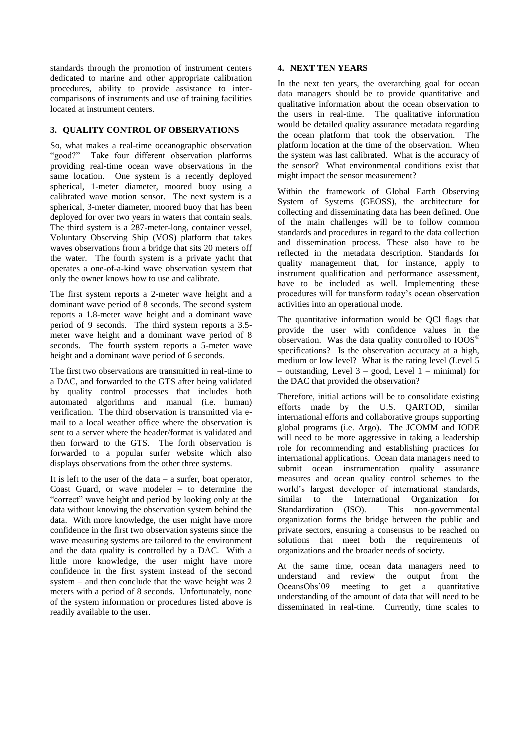standards through the promotion of instrument centers dedicated to marine and other appropriate calibration procedures, ability to provide assistance to inter-comparisons of instruments and use of training facilities located at instrument centers.

## 3. QUALITY CONTROL OF OBSERVATIONS

So, what makes a real-time oceanographic observation "good?" Take four different observation platforms providing real-time ocean wave observations in the same location. One system is a recently deployed spherical, 1-meter diameter, moored buoy using a calibrated wave motion sensor. The next system is a spherical, 3-meter diameter, moored buoy that has been deployed for over two years in waters that contain seals. The third system is a 287-meter-long, container vessel, Voluntary Observing Ship (VOS) platform that takes waves observations from a bridge that sits 20 meters off the water. The fourth system is a private yacht that operates a one-of-a-kind wave observation system that only the owner knows how to use and calibrate.

The first system reports a 2-meter wave height and a dominant wave period of 8 seconds. The second system reports a 1.8-meter wave height and a dominant wave period of 9 seconds. The third system reports a 3.5-meter wave height and a dominant wave period of 8 seconds. The fourth system reports a 5-meter wave height and a dominant wave period of 6 seconds.

The first two observations are transmitted in real-time to a DAC, and forwarded to the GTS after being validated by quality control processes that includes both automated algorithms and manual (i.e. human) verification. The third observation is transmitted via e-mail to a local weather office where the observation is sent to a server where the header/format is validated and then forward to the GTS. The forth observation is forwarded to a popular surfer website which also displays observations from the other three systems.

It is left to the user of the data – a surfer, boat operator, Coast Guard, or wave modeler – to determine the "correct" wave height and period by looking only at the data without knowing the observation system behind the data. With more knowledge, the user might have more confidence in the first two observation systems since the wave measuring systems are tailored to the environment and the data quality is controlled by a DAC. With a little more knowledge, the user might have more confidence in the first system instead of the second system – and then conclude that the wave height was 2 meters with a period of 8 seconds. Unfortunately, none of the system information or procedures listed above is readily available to the user.

## 4. NEXT TEN YEARS

In the next ten years, the overarching goal for ocean data managers should be to provide quantitative and qualitative information about the ocean observation to the users in real-time. The qualitative information would be detailed quality assurance metadata regarding the ocean platform that took the observation. The platform location at the time of the observation. When the system was last calibrated. What is the accuracy of the sensor? What environmental conditions exist that might impact the sensor measurement?

Within the framework of Global Earth Observing System of Systems (GEOSS), the architecture for collecting and disseminating data has been defined. One of the main challenges will be to follow common standards and procedures in regard to the data collection and dissemination process. These also have to be reflected in the metadata description. Standards for quality management that, for instance, apply to instrument qualification and performance assessment, have to be included as well. Implementing these procedures will for transform today's ocean observation activities into an operational mode.

The quantitative information would be QCl flags that provide the user with confidence values in the observation. Was the data quality controlled to IOOS® specifications? Is the observation accuracy at a high, medium or low level? What is the rating level (Level 5 – outstanding, Level 3 – good, Level 1 – minimal) for the DAC that provided the observation?

Therefore, initial actions will be to consolidate existing efforts made by the U.S. QARTOD, similar international efforts and collaborative groups supporting global programs (i.e. Argo). The JCOMM and IODE will need to be more aggressive in taking a leadership role for recommending and establishing practices for international applications. Ocean data managers need to submit ocean instrumentation quality assurance measures and ocean quality control schemes to the world's largest developer of international standards, similar to the International Organization for Standardization (ISO). This non-governmental organization forms the bridge between the public and private sectors, ensuring a consensus to be reached on solutions that meet both the requirements of organizations and the broader needs of society.

At the same time, ocean data managers need to understand and review the output from the OceansObs'09 meeting to get a quantitative understanding of the amount of data that will need to be disseminated in real-time. Currently, time scales to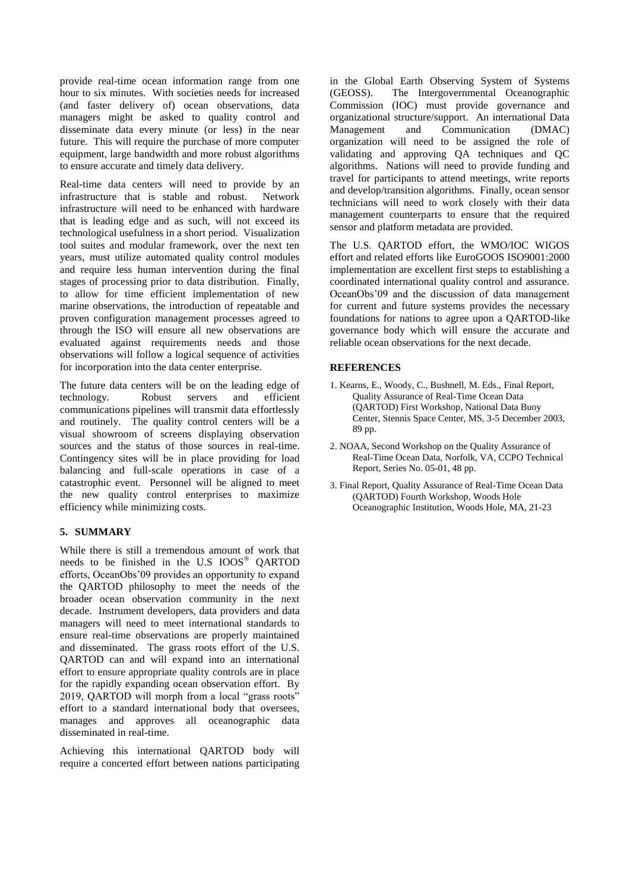provide real-time ocean information range from one hour to six minutes. With societies needs for increased (and faster delivery of) ocean observations, data managers might be asked to quality control and disseminate data every minute (or less) in the near future. This will require the purchase of more computer equipment, large bandwidth and more robust algorithms to ensure accurate and timely data delivery.

Real-time data centers will need to provide by an infrastructure that is stable and robust. Network infrastructure will need to be enhanced with hardware that is leading edge and as such, will not exceed its technological usefulness in a short period. Visualization tool suites and modular framework, over the next ten years, must utilize automated quality control modules and require less human intervention during the final stages of processing prior to data distribution. Finally, to allow for time efficient implementation of new marine observations, the introduction of repeatable and proven configuration management processes agreed to through the ISO will ensure all new observations are evaluated against requirements needs and those observations will follow a logical sequence of activities for incorporation into the data center enterprise.

The future data centers will be on the leading edge of technology. Robust servers and efficient communications pipelines will transmit data effortlessly and routinely. The quality control centers will be a visual showroom of screens displaying observation sources and the status of those sources in real-time. Contingency sites will be in place providing for load balancing and full-scale operations in case of a catastrophic event. Personnel will be aligned to meet the new quality control enterprises to maximize efficiency while minimizing costs.

## 5. SUMMARY

While there is still a tremendous amount of work that needs to be finished in the U.S IOOS® QARTOD efforts, OceanObs'09 provides an opportunity to expand the QARTOD philosophy to meet the needs of the broader ocean observation community in the next decade. Instrument developers, data providers and data managers will need to meet international standards to ensure real-time observations are properly maintained and disseminated. The grass roots effort of the U.S. QARTOD can and will expand into an international effort to ensure appropriate quality controls are in place for the rapidly expanding ocean observation effort. By 2019, QARTOD will morph from a local "grass roots" effort to a standard international body that oversees, manages and approves all oceanographic data disseminated in real-time.

Achieving this international QARTOD body will require a concerted effort between nations participating in the Global Earth Observing System of Systems (GEOSS). The Intergovernmental Oceanographic Commission (IOC) must provide governance and organizational structure/support. An international Data Management and Communication (DMAC) organization will need to be assigned the role of validating and approving QA techniques and QC algorithms. Nations will need to provide funding and travel for participants to attend meetings, write reports and develop/transition algorithms. Finally, ocean sensor technicians will need to work closely with their data management counterparts to ensure that the required sensor and platform metadata are provided.

The U.S. QARTOD effort, the WMO/IOC WIGOS effort and related efforts like EuroGOOS ISO9001:2000 implementation are excellent first steps to establishing a coordinated international quality control and assurance. OceanObs'09 and the discussion of data management for current and future systems provides the necessary foundations for nations to agree upon a QARTOD-like governance body which will ensure the accurate and reliable ocean observations for the next decade.

## REFERENCES

1. Kearns, E., Woody, C., Bushnell, M. Eds., Final Report, Quality Assurance of Real-Time Ocean Data (QARTOD) First Workshop, National Data Buoy Center, Stennis Space Center, MS, 3-5 December 2003, 89 pp.
2. NOAA, Second Workshop on the Quality Assurance of Real-Time Ocean Data, Norfolk, VA, CCPO Technical Report, Series No. 05-01, 48 pp.
3. Final Report, Quality Assurance of Real-Time Ocean Data (QARTOD) Fourth Workshop, Woods Hole Oceanographic Institution, Woods Hole, MA, 21-23